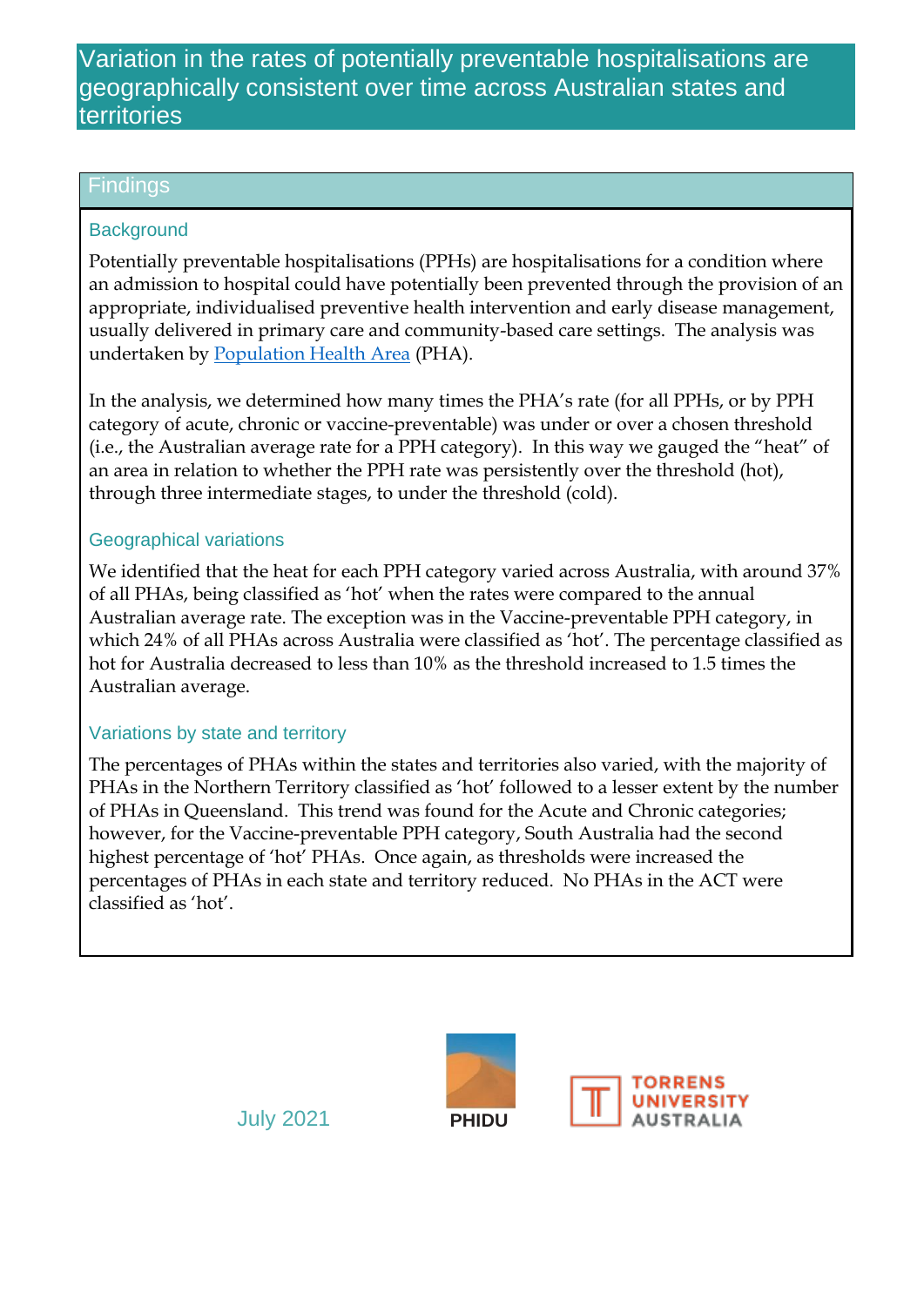# Variation in the rates of potentially preventable hospitalisations are geographically consistent over time across Australian states and territories

## Findings

### Background

Potentially preventable hospitalisations (PPHs) are hospitalisations for a condition where an admission to hospital could have potentially been prevented through the provision of an appropriate, individualised preventive health intervention and early disease management, usually delivered in primary care and community-based care settings. The analysis was undertaken by Population Health Area (PHA).

In the analysis, we determined how many times the PHA's rate (for all PPHs, or by PPH category of acute, chronic or vaccine-preventable) was under or over a chosen threshold (i.e., the Australian average rate for a PPH category). In this way we gauged the "heat" of an area in relation to whether the PPH rate was persistently over the threshold (hot), through three intermediate stages, to under the threshold (cold).

### Geographical variations

We identified that the heat for each PPH category varied across Australia, with around 37% of all PHAs, being classified as 'hot' when the rates were compared to the annual Australian average rate. The exception was in the Vaccine-preventable PPH category, in which 24% of all PHAs across Australia were classified as 'hot'. The percentage classified as hot for Australia decreased to less than 10% as the threshold increased to 1.5 times the Australian average.

### Variations by state and territory

The percentages of PHAs within the states and territories also varied, with the majority of PHAs in the Northern Territory classified as 'hot' followed to a lesser extent by the number of PHAs in Queensland. This trend was found for the Acute and Chronic categories; however, for the Vaccine-preventable PPH category, South Australia had the second highest percentage of 'hot' PHAs. Once again, as thresholds were increased the percentages of PHAs in each state and territory reduced. No PHAs in the ACT were classified as 'hot'.

July 2021

PHIDU

TORRENS UNIVERSITY AUSTRALIA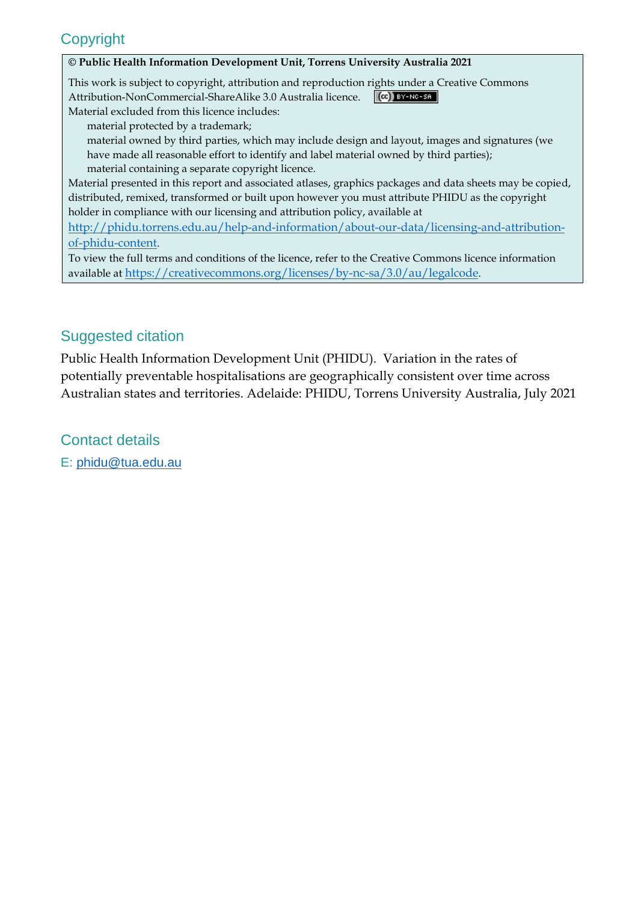## Copyright

**© Public Health Information Development Unit, Torrens University Australia 2021**

This work is subject to copyright, attribution and reproduction rights under a Creative Commons Attribution-NonCommercial-ShareAlike 3.0 Australia licence.

Material excluded from this licence includes:

- material protected by a trademark;
- material owned by third parties, which may include design and layout, images and signatures (we have made all reasonable effort to identify and label material owned by third parties);
- material containing a separate copyright licence.

Material presented in this report and associated atlases, graphics packages and data sheets may be copied, distributed, remixed, transformed or built upon however you must attribute PHIDU as the copyright holder in compliance with our licensing and attribution policy, available at http://phidu.torrens.edu.au/help-and-information/about-our-data/licensing-and-attribution-of-phidu-content.

To view the full terms and conditions of the licence, refer to the Creative Commons licence information available at https://creativecommons.org/licenses/by-nc-sa/3.0/au/legalcode.

## Suggested citation

Public Health Information Development Unit (PHIDU). Variation in the rates of potentially preventable hospitalisations are geographically consistent over time across Australian states and territories. Adelaide: PHIDU, Torrens University Australia, July 2021

## Contact details

E: phidu@tua.edu.au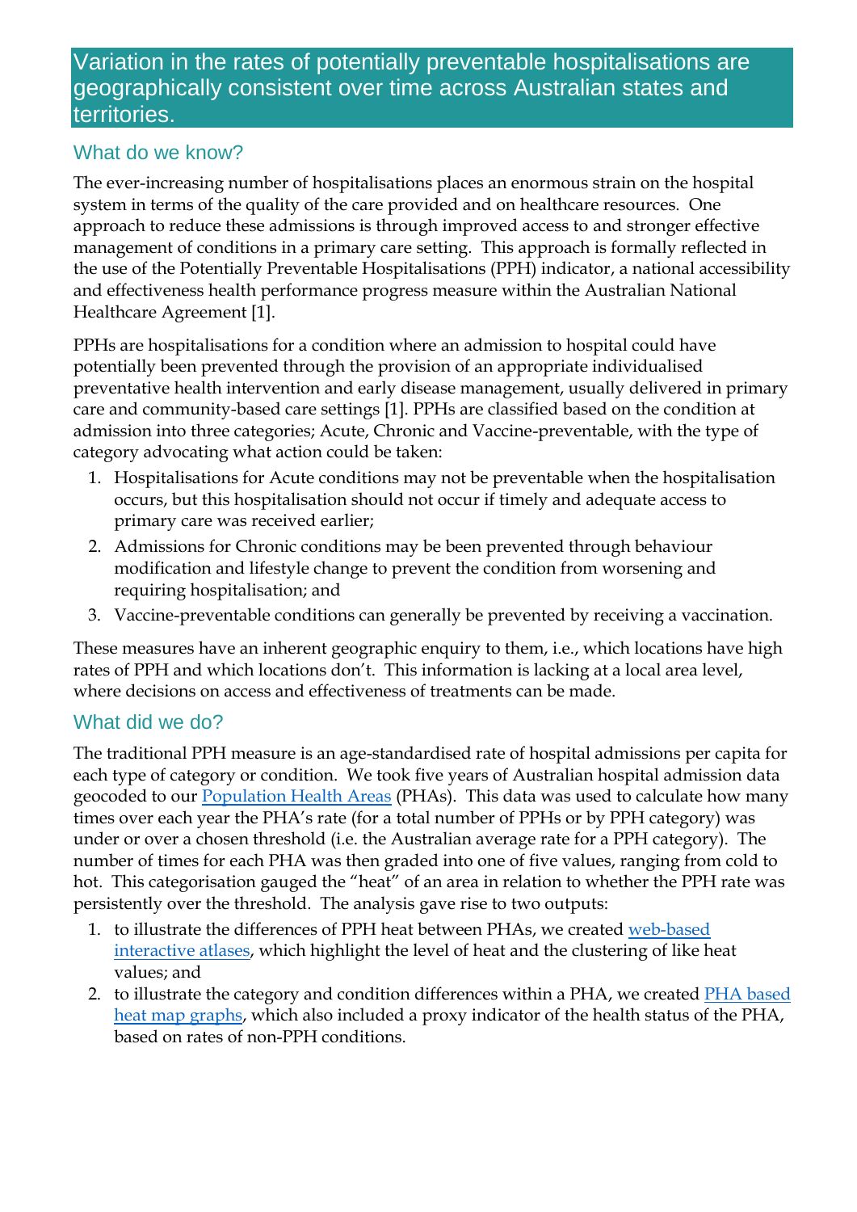## Variation in the rates of potentially preventable hospitalisations are geographically consistent over time across Australian states and territories.

### What do we know?

The ever-increasing number of hospitalisations places an enormous strain on the hospital system in terms of the quality of the care provided and on healthcare resources. One approach to reduce these admissions is through improved access to and stronger effective management of conditions in a primary care setting. This approach is formally reflected in the use of the Potentially Preventable Hospitalisations (PPH) indicator, a national accessibility and effectiveness health performance progress measure within the Australian National Healthcare Agreement [1].

PPHs are hospitalisations for a condition where an admission to hospital could have potentially been prevented through the provision of an appropriate individualised preventative health intervention and early disease management, usually delivered in primary care and community-based care settings [1]. PPHs are classified based on the condition at admission into three categories; Acute, Chronic and Vaccine-preventable, with the type of category advocating what action could be taken:

1. Hospitalisations for Acute conditions may not be preventable when the hospitalisation occurs, but this hospitalisation should not occur if timely and adequate access to primary care was received earlier;
2. Admissions for Chronic conditions may be been prevented through behaviour modification and lifestyle change to prevent the condition from worsening and requiring hospitalisation; and
3. Vaccine-preventable conditions can generally be prevented by receiving a vaccination.

These measures have an inherent geographic enquiry to them, i.e., which locations have high rates of PPH and which locations don't. This information is lacking at a local area level, where decisions on access and effectiveness of treatments can be made.

### What did we do?

The traditional PPH measure is an age-standardised rate of hospital admissions per capita for each type of category or condition. We took five years of Australian hospital admission data geocoded to our [Population Health Areas](#) (PHAs). This data was used to calculate how many times over each year the PHA's rate (for a total number of PPHs or by PPH category) was under or over a chosen threshold (i.e. the Australian average rate for a PPH category). The number of times for each PHA was then graded into one of five values, ranging from cold to hot. This categorisation gauged the "heat" of an area in relation to whether the PPH rate was persistently over the threshold. The analysis gave rise to two outputs:

1. to illustrate the differences of PPH heat between PHAs, we created [web-based interactive atlases](#), which highlight the level of heat and the clustering of like heat values; and
2. to illustrate the category and condition differences within a PHA, we created [PHA based heat map graphs](#), which also included a proxy indicator of the health status of the PHA, based on rates of non-PPH conditions.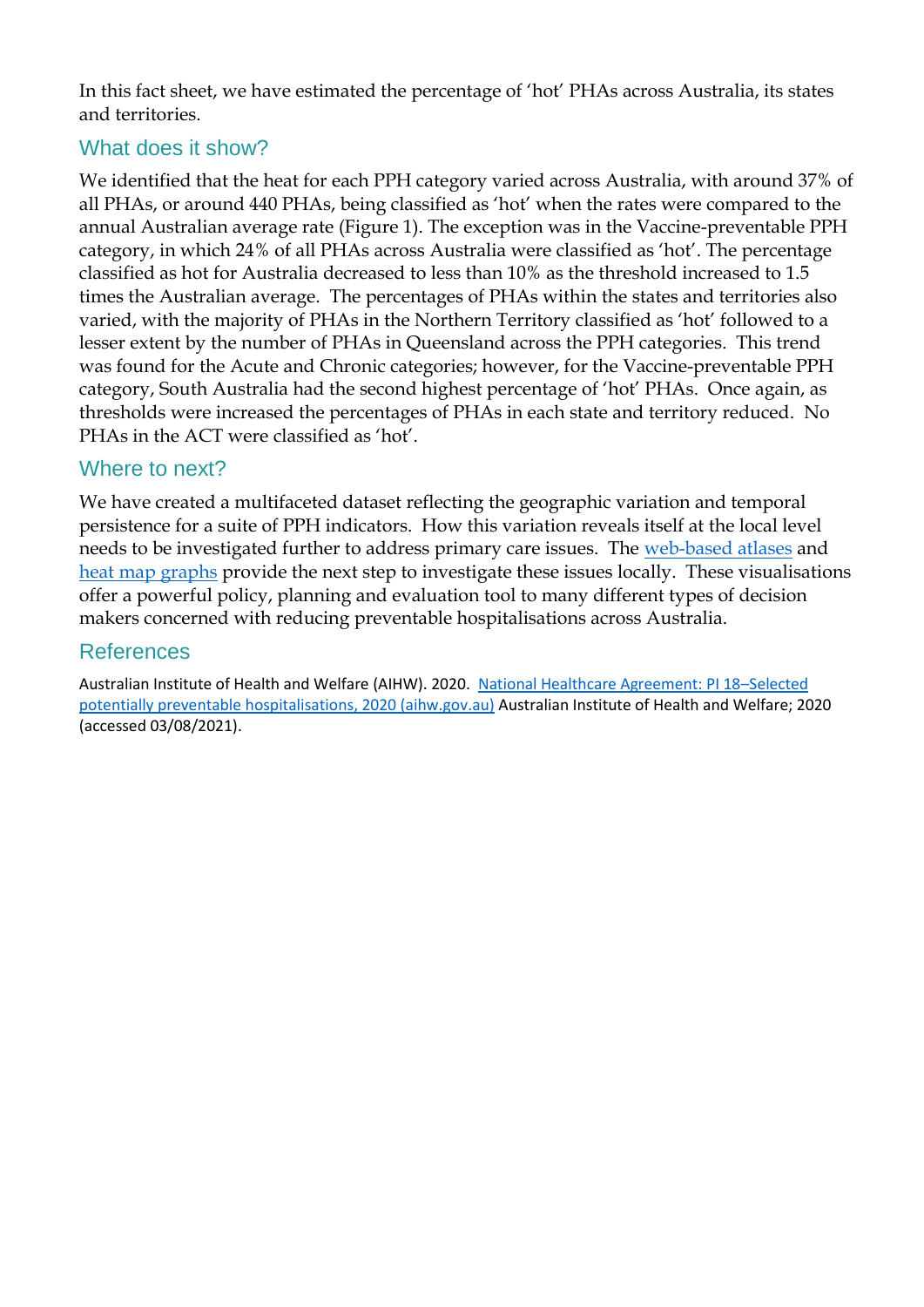In this fact sheet, we have estimated the percentage of 'hot' PHAs across Australia, its states and territories.

## What does it show?

We identified that the heat for each PPH category varied across Australia, with around 37% of all PHAs, or around 440 PHAs, being classified as 'hot' when the rates were compared to the annual Australian average rate (Figure 1). The exception was in the Vaccine-preventable PPH category, in which 24% of all PHAs across Australia were classified as 'hot'. The percentage classified as hot for Australia decreased to less than 10% as the threshold increased to 1.5 times the Australian average. The percentages of PHAs within the states and territories also varied, with the majority of PHAs in the Northern Territory classified as 'hot' followed to a lesser extent by the number of PHAs in Queensland across the PPH categories. This trend was found for the Acute and Chronic categories; however, for the Vaccine-preventable PPH category, South Australia had the second highest percentage of 'hot' PHAs. Once again, as thresholds were increased the percentages of PHAs in each state and territory reduced. No PHAs in the ACT were classified as 'hot'.

## Where to next?

We have created a multifaceted dataset reflecting the geographic variation and temporal persistence for a suite of PPH indicators. How this variation reveals itself at the local level needs to be investigated further to address primary care issues. The [web-based atlases]() and [heat map graphs]() provide the next step to investigate these issues locally. These visualisations offer a powerful policy, planning and evaluation tool to many different types of decision makers concerned with reducing preventable hospitalisations across Australia.

## References

Australian Institute of Health and Welfare (AIHW). 2020. [National Healthcare Agreement: PI 18–Selected potentially preventable hospitalisations, 2020 (aihw.gov.au)]() Australian Institute of Health and Welfare; 2020 (accessed 03/08/2021).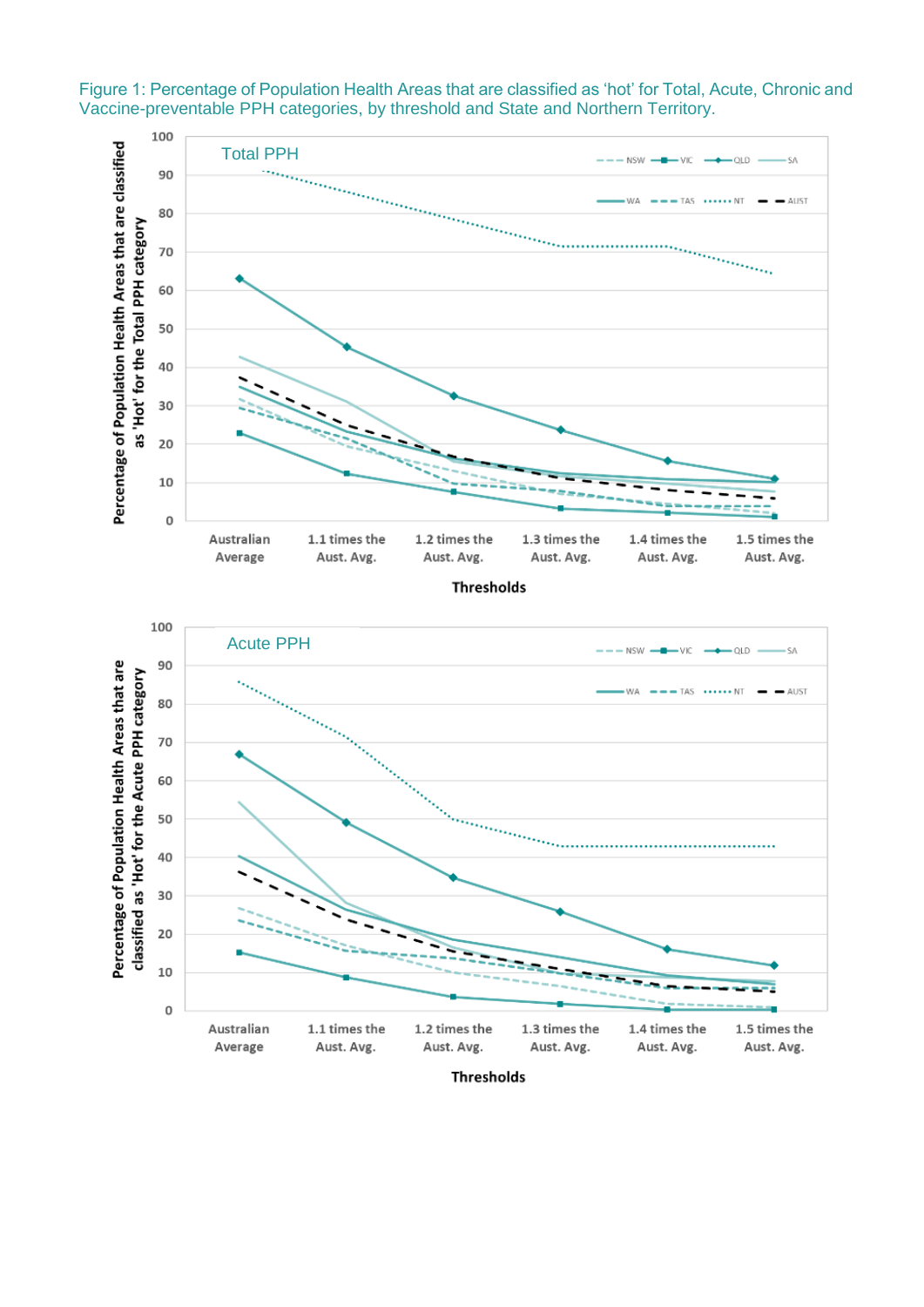Figure 1: Percentage of Population Health Areas that are classified as 'hot' for Total, Acute, Chronic and Vaccine-preventable PPH categories, by threshold and State and Northern Territory.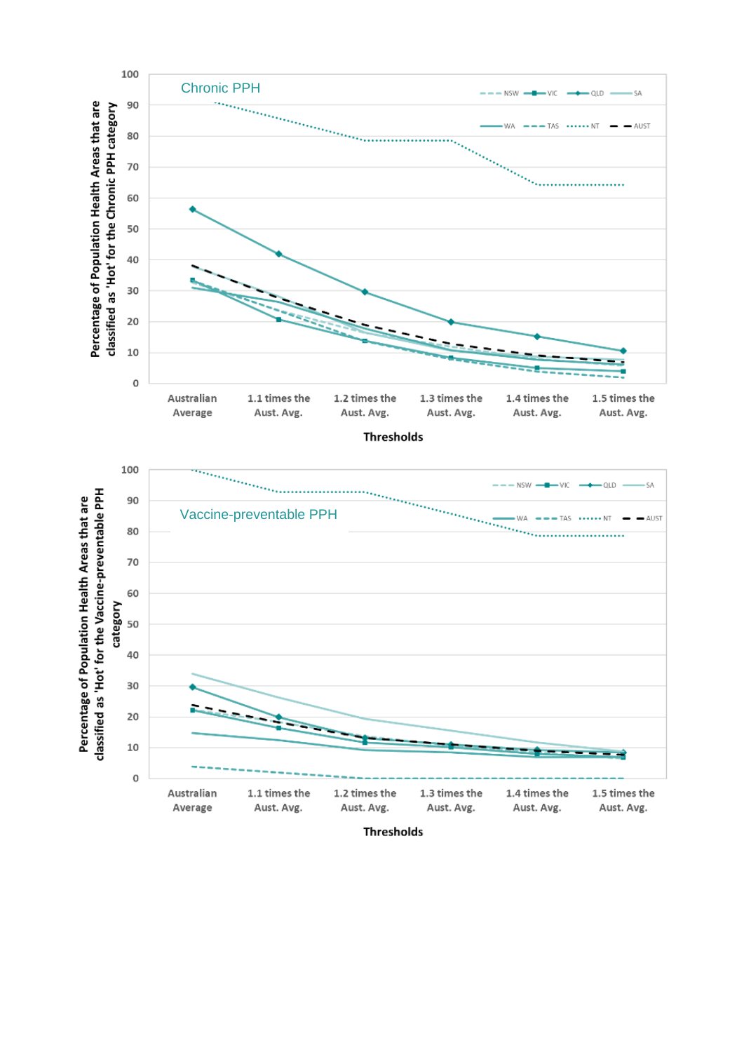Chronic PPH

NSW VIC QLD SA WA TAS NT AUST

Percentage of Population Health Areas that are classified as 'Hot' for the Chronic PPH category

100
90
80
70
60
50
40
30
20
10
0

Australian Average
1.1 times the Aust. Avg.
1.2 times the Aust. Avg.
1.3 times the Aust. Avg.
1.4 times the Aust. Avg.
1.5 times the Aust. Avg.

Thresholds

Vaccine-preventable PPH

NSW VIC QLD SA WA TAS NT AUST

Percentage of Population Health Areas that are classified as 'Hot' for the Vaccine-preventable PPH category

100
90
80
70
60
50
40
30
20
10
0

Australian Average
1.1 times the Aust. Avg.
1.2 times the Aust. Avg.
1.3 times the Aust. Avg.
1.4 times the Aust. Avg.
1.5 times the Aust. Avg.

Thresholds